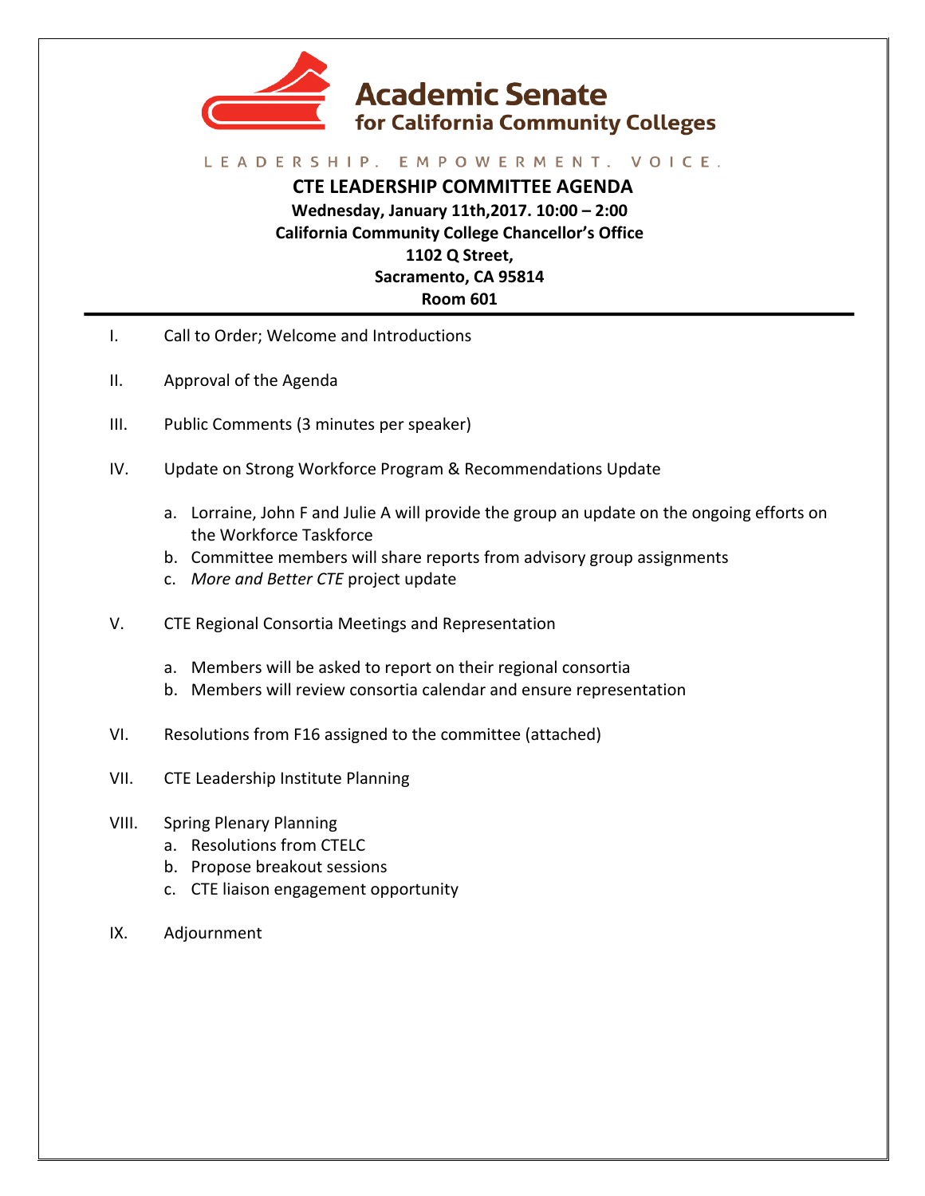**Academic Senate for California Community Colleges**

LEADERSHIP. EMPOWERMENT. VOICE.

# CTE LEADERSHIP COMMITTEE AGENDA

**Wednesday, January 11th,2017. 10:00 – 2:00**
**California Community College Chancellor's Office**
**1102 Q Street,**
**Sacramento, CA 95814**
**Room 601**

---

I. Call to Order; Welcome and Introductions

II. Approval of the Agenda

III. Public Comments (3 minutes per speaker)

IV. Update on Strong Workforce Program & Recommendations Update

   a. Lorraine, John F and Julie A will provide the group an update on the ongoing efforts on the Workforce Taskforce
   b. Committee members will share reports from advisory group assignments
   c. *More and Better CTE* project update

V. CTE Regional Consortia Meetings and Representation

   a. Members will be asked to report on their regional consortia
   b. Members will review consortia calendar and ensure representation

VI. Resolutions from F16 assigned to the committee (attached)

VII. CTE Leadership Institute Planning

VIII. Spring Plenary Planning
   a. Resolutions from CTELC
   b. Propose breakout sessions
   c. CTE liaison engagement opportunity

IX. Adjournment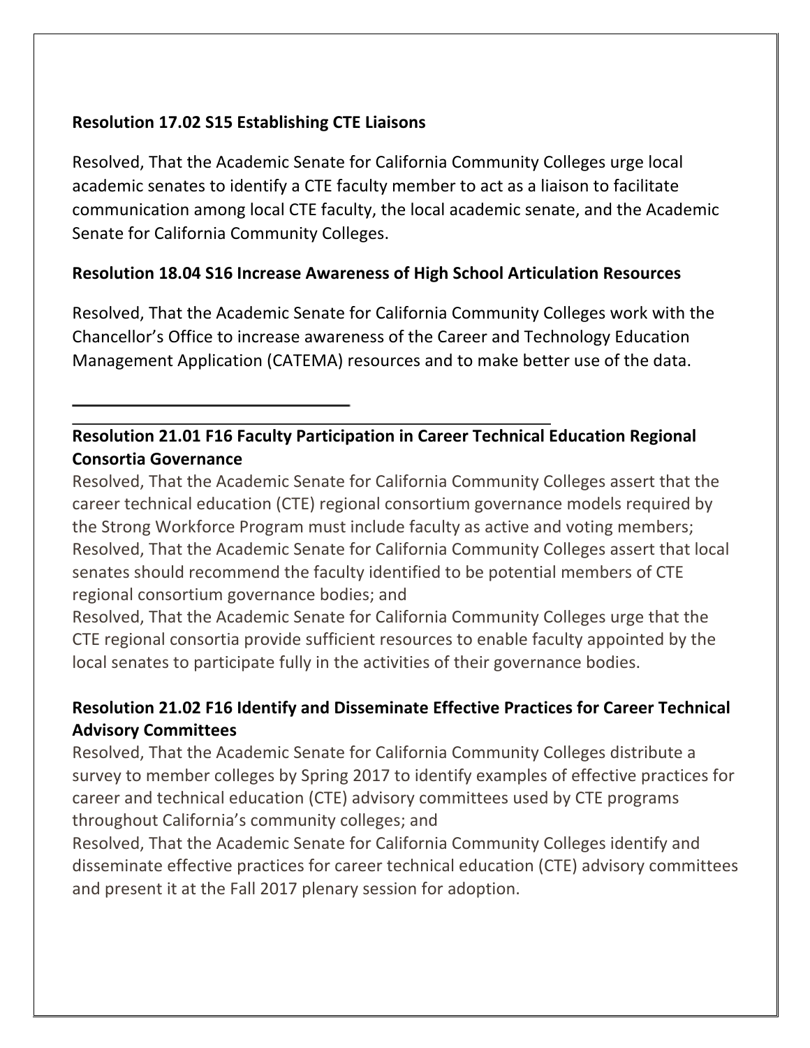**Resolution 17.02 S15 Establishing CTE Liaisons**

Resolved, That the Academic Senate for California Community Colleges urge local academic senates to identify a CTE faculty member to act as a liaison to facilitate communication among local CTE faculty, the local academic senate, and the Academic Senate for California Community Colleges.

**Resolution 18.04 S16 Increase Awareness of High School Articulation Resources**

Resolved, That the Academic Senate for California Community Colleges work with the Chancellor's Office to increase awareness of the Career and Technology Education Management Application (CATEMA) resources and to make better use of the data.

---

**Resolution 21.01 F16 Faculty Participation in Career Technical Education Regional Consortia Governance**

Resolved, That the Academic Senate for California Community Colleges assert that the career technical education (CTE) regional consortium governance models required by the Strong Workforce Program must include faculty as active and voting members;
Resolved, That the Academic Senate for California Community Colleges assert that local senates should recommend the faculty identified to be potential members of CTE regional consortium governance bodies; and
Resolved, That the Academic Senate for California Community Colleges urge that the CTE regional consortia provide sufficient resources to enable faculty appointed by the local senates to participate fully in the activities of their governance bodies.

**Resolution 21.02 F16 Identify and Disseminate Effective Practices for Career Technical Advisory Committees**

Resolved, That the Academic Senate for California Community Colleges distribute a survey to member colleges by Spring 2017 to identify examples of effective practices for career and technical education (CTE) advisory committees used by CTE programs throughout California's community colleges; and
Resolved, That the Academic Senate for California Community Colleges identify and disseminate effective practices for career technical education (CTE) advisory committees and present it at the Fall 2017 plenary session for adoption.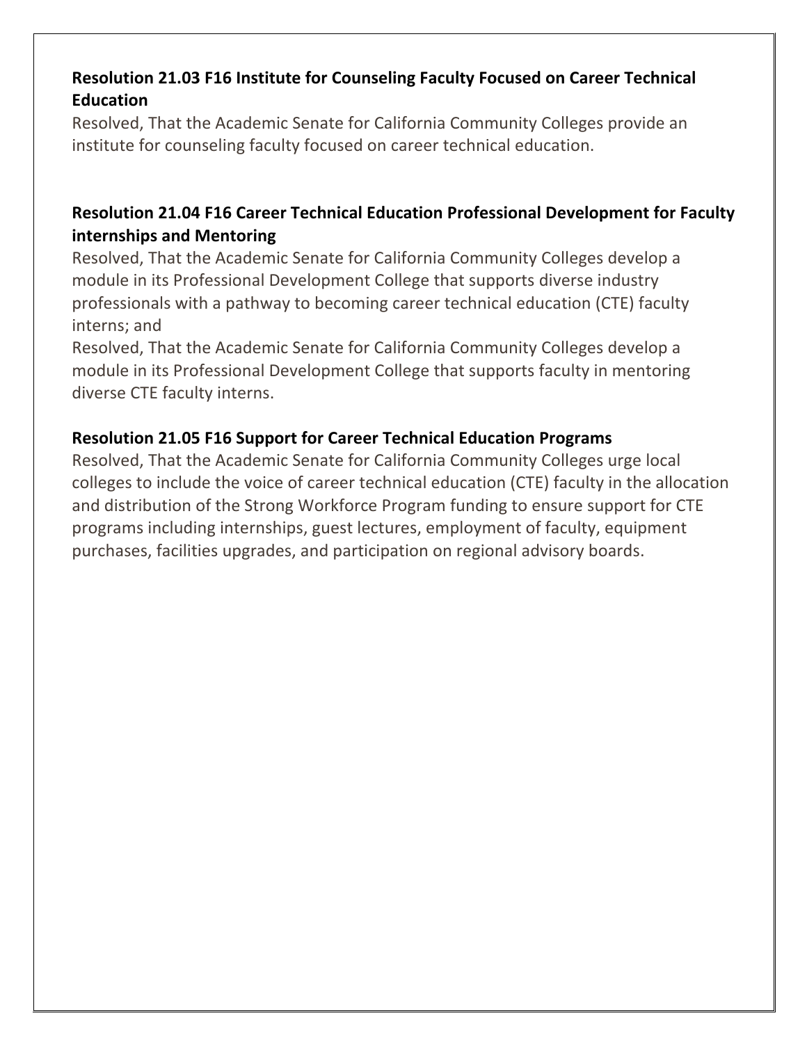**Resolution 21.03 F16 Institute for Counseling Faculty Focused on Career Technical Education**

Resolved, That the Academic Senate for California Community Colleges provide an institute for counseling faculty focused on career technical education.

**Resolution 21.04 F16 Career Technical Education Professional Development for Faculty internships and Mentoring**

Resolved, That the Academic Senate for California Community Colleges develop a module in its Professional Development College that supports diverse industry professionals with a pathway to becoming career technical education (CTE) faculty interns; and

Resolved, That the Academic Senate for California Community Colleges develop a module in its Professional Development College that supports faculty in mentoring diverse CTE faculty interns.

**Resolution 21.05 F16 Support for Career Technical Education Programs**

Resolved, That the Academic Senate for California Community Colleges urge local colleges to include the voice of career technical education (CTE) faculty in the allocation and distribution of the Strong Workforce Program funding to ensure support for CTE programs including internships, guest lectures, employment of faculty, equipment purchases, facilities upgrades, and participation on regional advisory boards.